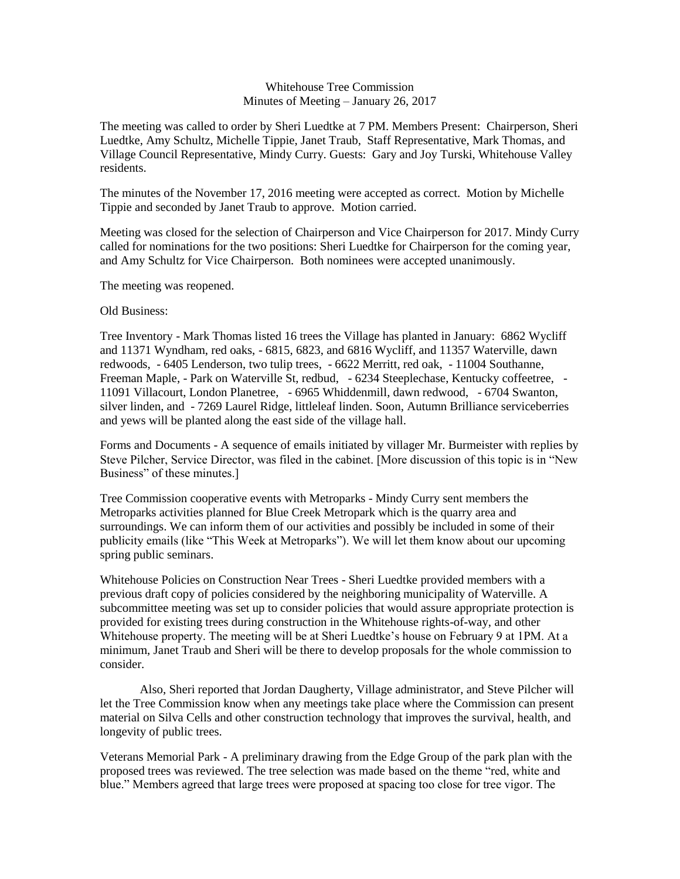Whitehouse Tree Commission
Minutes of Meeting – January 26, 2017

The meeting was called to order by Sheri Luedtke at 7 PM. Members Present: Chairperson, Sheri Luedtke, Amy Schultz, Michelle Tippie, Janet Traub, Staff Representative, Mark Thomas, and Village Council Representative, Mindy Curry. Guests: Gary and Joy Turski, Whitehouse Valley residents.

The minutes of the November 17, 2016 meeting were accepted as correct. Motion by Michelle Tippie and seconded by Janet Traub to approve. Motion carried.

Meeting was closed for the selection of Chairperson and Vice Chairperson for 2017. Mindy Curry called for nominations for the two positions: Sheri Luedtke for Chairperson for the coming year, and Amy Schultz for Vice Chairperson. Both nominees were accepted unanimously.

The meeting was reopened.

Old Business:

Tree Inventory - Mark Thomas listed 16 trees the Village has planted in January: 6862 Wycliff and 11371 Wyndham, red oaks, - 6815, 6823, and 6816 Wycliff, and 11357 Waterville, dawn redwoods, - 6405 Lenderson, two tulip trees, - 6622 Merritt, red oak, - 11004 Southanne, Freeman Maple, - Park on Waterville St, redbud, - 6234 Steeplechase, Kentucky coffeetree, - 11091 Villacourt, London Planetree, - 6965 Whiddenmill, dawn redwood, - 6704 Swanton, silver linden, and - 7269 Laurel Ridge, littleleaf linden. Soon, Autumn Brilliance serviceberries and yews will be planted along the east side of the village hall.

Forms and Documents - A sequence of emails initiated by villager Mr. Burmeister with replies by Steve Pilcher, Service Director, was filed in the cabinet. [More discussion of this topic is in "New Business" of these minutes.]

Tree Commission cooperative events with Metroparks - Mindy Curry sent members the Metroparks activities planned for Blue Creek Metropark which is the quarry area and surroundings. We can inform them of our activities and possibly be included in some of their publicity emails (like "This Week at Metroparks"). We will let them know about our upcoming spring public seminars.

Whitehouse Policies on Construction Near Trees - Sheri Luedtke provided members with a previous draft copy of policies considered by the neighboring municipality of Waterville. A subcommittee meeting was set up to consider policies that would assure appropriate protection is provided for existing trees during construction in the Whitehouse rights-of-way, and other Whitehouse property. The meeting will be at Sheri Luedtke's house on February 9 at 1PM. At a minimum, Janet Traub and Sheri will be there to develop proposals for the whole commission to consider.

Also, Sheri reported that Jordan Daugherty, Village administrator, and Steve Pilcher will let the Tree Commission know when any meetings take place where the Commission can present material on Silva Cells and other construction technology that improves the survival, health, and longevity of public trees.

Veterans Memorial Park - A preliminary drawing from the Edge Group of the park plan with the proposed trees was reviewed. The tree selection was made based on the theme "red, white and blue." Members agreed that large trees were proposed at spacing too close for tree vigor. The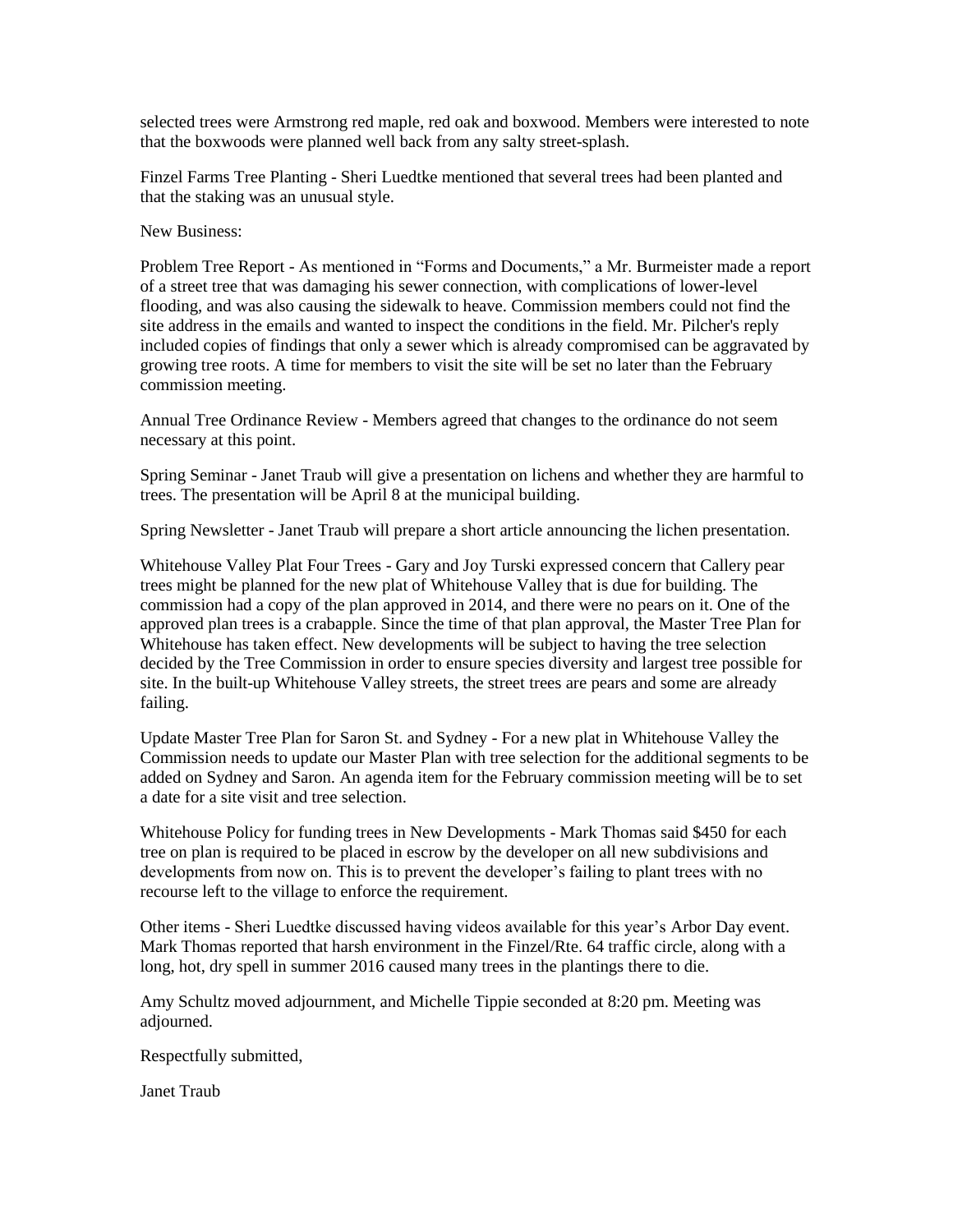selected trees were Armstrong red maple, red oak and boxwood. Members were interested to note that the boxwoods were planned well back from any salty street-splash.

Finzel Farms Tree Planting - Sheri Luedtke mentioned that several trees had been planted and that the staking was an unusual style.

New Business:

Problem Tree Report - As mentioned in "Forms and Documents," a Mr. Burmeister made a report of a street tree that was damaging his sewer connection, with complications of lower-level flooding, and was also causing the sidewalk to heave. Commission members could not find the site address in the emails and wanted to inspect the conditions in the field. Mr. Pilcher's reply included copies of findings that only a sewer which is already compromised can be aggravated by growing tree roots. A time for members to visit the site will be set no later than the February commission meeting.

Annual Tree Ordinance Review - Members agreed that changes to the ordinance do not seem necessary at this point.

Spring Seminar - Janet Traub will give a presentation on lichens and whether they are harmful to trees. The presentation will be April 8 at the municipal building.

Spring Newsletter - Janet Traub will prepare a short article announcing the lichen presentation.

Whitehouse Valley Plat Four Trees - Gary and Joy Turski expressed concern that Callery pear trees might be planned for the new plat of Whitehouse Valley that is due for building. The commission had a copy of the plan approved in 2014, and there were no pears on it. One of the approved plan trees is a crabapple. Since the time of that plan approval, the Master Tree Plan for Whitehouse has taken effect. New developments will be subject to having the tree selection decided by the Tree Commission in order to ensure species diversity and largest tree possible for site. In the built-up Whitehouse Valley streets, the street trees are pears and some are already failing.

Update Master Tree Plan for Saron St. and Sydney - For a new plat in Whitehouse Valley the Commission needs to update our Master Plan with tree selection for the additional segments to be added on Sydney and Saron. An agenda item for the February commission meeting will be to set a date for a site visit and tree selection.

Whitehouse Policy for funding trees in New Developments - Mark Thomas said $450 for each tree on plan is required to be placed in escrow by the developer on all new subdivisions and developments from now on. This is to prevent the developer's failing to plant trees with no recourse left to the village to enforce the requirement.

Other items - Sheri Luedtke discussed having videos available for this year's Arbor Day event. Mark Thomas reported that harsh environment in the Finzel/Rte. 64 traffic circle, along with a long, hot, dry spell in summer 2016 caused many trees in the plantings there to die.

Amy Schultz moved adjournment, and Michelle Tippie seconded at 8:20 pm. Meeting was adjourned.

Respectfully submitted,

Janet Traub